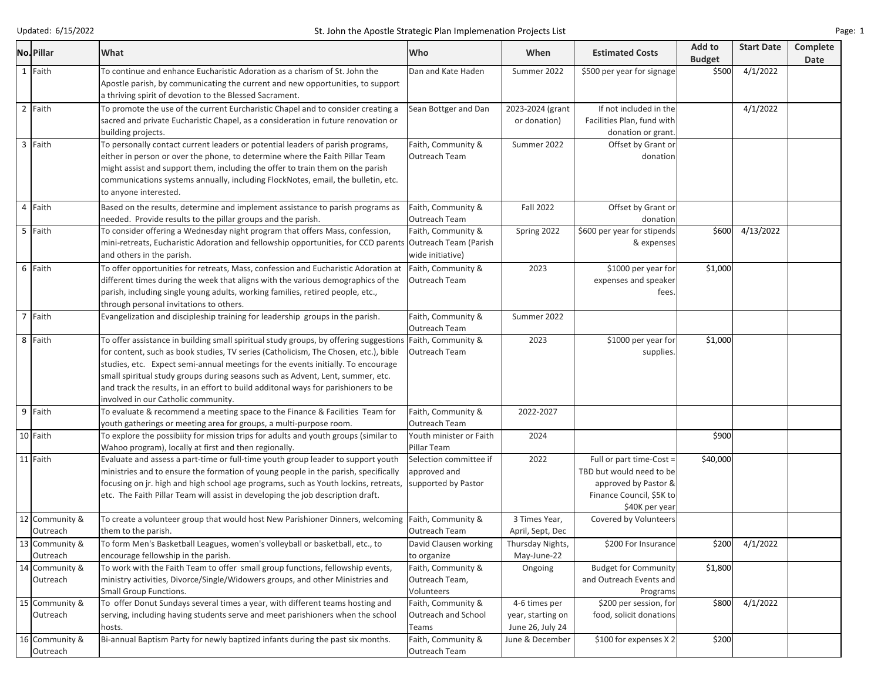Updated: 6/15/2022

# St. John the Apostle Strategic Plan Implemenation Projects List

| No. | Pillar | What | Who | When | Estimated Costs | Add to Budget | Start Date | Complete Date |
|---|---|---|---|---|---|---|---|---|
| 1 | Faith | To continue and enhance Eucharistic Adoration as a charism of St. John the Apostle parish, by communicating the current and new opportunities, to support a thriving spirit of devotion to the Blessed Sacrament. | Dan and Kate Haden | Summer 2022 | $500 per year for signage | $500 | 4/1/2022 | |
| 2 | Faith | To promote the use of the current Eurcharistic Chapel and to consider creating a sacred and private Eucharistic Chapel, as a consideration in future renovation or building projects. | Sean Bottger and Dan | 2023-2024 (grant or donation) | If not included in the Facilities Plan, fund with donation or grant. | | 4/1/2022 | |
| 3 | Faith | To personally contact current leaders or potential leaders of parish programs, either in person or over the phone, to determine where the Faith Pillar Team might assist and support them, including the offer to train them on the parish communications systems annually, including FlockNotes, email, the bulletin, etc. to anyone interested. | Faith, Community & Outreach Team | Summer 2022 | Offset by Grant or donation | | | |
| 4 | Faith | Based on the results, determine and implement assistance to parish programs as needed. Provide results to the pillar groups and the parish. | Faith, Community & Outreach Team | Fall 2022 | Offset by Grant or donation | | | |
| 5 | Faith | To consider offering a Wednesday night program that offers Mass, confession, mini-retreats, Eucharistic Adoration and fellowship opportunities, for CCD parents and others in the parish. | Faith, Community & Outreach Team (Parish wide initiative) | Spring 2022 | $600 per year for stipends & expenses | $600 | 4/13/2022 | |
| 6 | Faith | To offer opportunities for retreats, Mass, confession and Eucharistic Adoration at different times during the week that aligns with the various demographics of the parish, including single young adults, working families, retired people, etc., through personal invitations to others. | Faith, Community & Outreach Team | 2023 | $1000 per year for expenses and speaker fees. | $1,000 | | |
| 7 | Faith | Evangelization and discipleship training for leadership groups in the parish. | Faith, Community & Outreach Team | Summer 2022 | | | | |
| 8 | Faith | To offer assistance in building small spiritual study groups, by offering suggestions for content, such as book studies, TV series (Catholicism, The Chosen, etc.), bible studies, etc. Expect semi-annual meetings for the events initially. To encourage small spiritual study groups during seasons such as Advent, Lent, summer, etc. and track the results, in an effort to build additonal ways for parishioners to be involved in our Catholic community. | Faith, Community & Outreach Team | 2023 | $1000 per year for supplies. | $1,000 | | |
| 9 | Faith | To evaluate & recommend a meeting space to the Finance & Facilities Team for youth gatherings or meeting area for groups, a multi-purpose room. | Faith, Community & Outreach Team | 2022-2027 | | | | |
| 10 | Faith | To explore the possibiity for mission trips for adults and youth groups (similar to Wahoo program), locally at first and then regionally. | Youth minister or Faith Pillar Team | 2024 | | $900 | | |
| 11 | Faith | Evaluate and assess a part-time or full-time youth group leader to support youth ministries and to ensure the formation of young people in the parish, specifically focusing on jr. high and high school age programs, such as Youth lockins, retreats, etc. The Faith Pillar Team will assist in developing the job description draft. | Selection committee if approved and supported by Pastor | 2022 | Full or part time-Cost = TBD but would need to be approved by Pastor & Finance Council, $5K to $40K per year | $40,000 | | |
| 12 | Community & Outreach | To create a volunteer group that would host New Parishioner Dinners, welcoming them to the parish. | Faith, Community & Outreach Team | 3 Times Year, April, Sept, Dec | Covered by Volunteers | | | |
| 13 | Community & Outreach | To form Men's Basketball Leagues, women's volleyball or basketball, etc., to encourage fellowship in the parish. | David Clausen working to organize | Thursday Nights, May-June-22 | $200 For Insurance | $200 | 4/1/2022 | |
| 14 | Community & Outreach | To work with the Faith Team to offer small group functions, fellowship events, ministry activities, Divorce/Single/Widowers groups, and other Ministries and Small Group Functions. | Faith, Community & Outreach Team, Volunteers | Ongoing | Budget for Community and Outreach Events and Programs | $1,800 | | |
| 15 | Community & Outreach | To offer Donut Sundays several times a year, with different teams hosting and serving, including having students serve and meet parishioners when the school hosts. | Faith, Community & Outreach and School Teams | 4-6 times per year, starting on June 26, July 24 | $200 per session, for food, solicit donations | $800 | 4/1/2022 | |
| 16 | Community & Outreach | Bi-annual Baptism Party for newly baptized infants during the past six months. | Faith, Community & Outreach Team | June & December | $100 for expenses X 2 | $200 | | |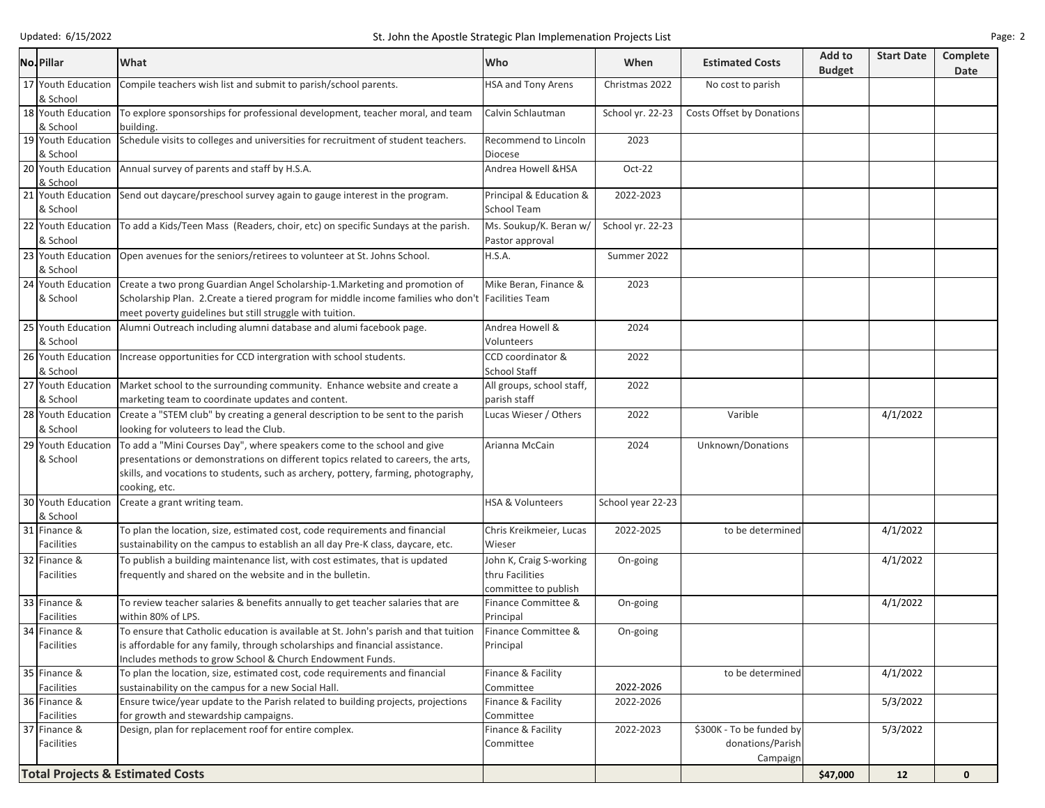| No. | Pillar | What | Who | When | Estimated Costs | Add to Budget | Start Date | Complete Date |
|---|---|---|---|---|---|---|---|---|
| 17 | Youth Education & School | Compile teachers wish list and submit to parish/school parents. | HSA and Tony Arens | Christmas 2022 | No cost to parish | | | |
| 18 | Youth Education & School | To explore sponsorships for professional development, teacher moral, and team building. | Calvin Schlautman | School yr. 22-23 | Costs Offset by Donations | | | |
| 19 | Youth Education & School | Schedule visits to colleges and universities for recruitment of student teachers. | Recommend to Lincoln Diocese | 2023 | | | | |
| 20 | Youth Education & School | Annual survey of parents and staff by H.S.A. | Andrea Howell &HSA | Oct-22 | | | | |
| 21 | Youth Education & School | Send out daycare/preschool survey again to gauge interest in the program. | Principal & Education & School Team | 2022-2023 | | | | |
| 22 | Youth Education & School | To add a Kids/Teen Mass (Readers, choir, etc) on specific Sundays at the parish. | Ms. Soukup/K. Beran w/ Pastor approval | School yr. 22-23 | | | | |
| 23 | Youth Education & School | Open avenues for the seniors/retirees to volunteer at St. Johns School. | H.S.A. | Summer 2022 | | | | |
| 24 | Youth Education & School | Create a two prong Guardian Angel Scholarship-1.Marketing and promotion of Scholarship Plan. 2.Create a tiered program for middle income families who don't meet poverty guidelines but still struggle with tuition. | Mike Beran, Finance & Facilities Team | 2023 | | | | |
| 25 | Youth Education & School | Alumni Outreach including alumni database and alumi facebook page. | Andrea Howell & Volunteers | 2024 | | | | |
| 26 | Youth Education & School | Increase opportunities for CCD intergration with school students. | CCD coordinator & School Staff | 2022 | | | | |
| 27 | Youth Education & School | Market school to the surrounding community. Enhance website and create a marketing team to coordinate updates and content. | All groups, school staff, parish staff | 2022 | | | | |
| 28 | Youth Education & School | Create a "STEM club" by creating a general description to be sent to the parish looking for voluteers to lead the Club. | Lucas Wieser / Others | 2022 | Varible | | 4/1/2022 | |
| 29 | Youth Education & School | To add a "Mini Courses Day", where speakers come to the school and give presentations or demonstrations on different topics related to careers, the arts, skills, and vocations to students, such as archery, pottery, farming, photography, cooking, etc. | Arianna McCain | 2024 | Unknown/Donations | | | |
| 30 | Youth Education & School | Create a grant writing team. | HSA & Volunteers | School year 22-23 | | | | |
| 31 | Finance & Facilities | To plan the location, size, estimated cost, code requirements and financial sustainability on the campus to establish an all day Pre-K class, daycare, etc. | Chris Kreikmeier, Lucas Wieser | 2022-2025 | to be determined | | 4/1/2022 | |
| 32 | Finance & Facilities | To publish a building maintenance list, with cost estimates, that is updated frequently and shared on the website and in the bulletin. | John K, Craig S-working thru Facilities committee to publish | On-going | | | 4/1/2022 | |
| 33 | Finance & Facilities | To review teacher salaries & benefits annually to get teacher salaries that are within 80% of LPS. | Finance Committee & Principal | On-going | | | 4/1/2022 | |
| 34 | Finance & Facilities | To ensure that Catholic education is available at St. John's parish and that tuition is affordable for any family, through scholarships and financial assistance. Includes methods to grow School & Church Endowment Funds. | Finance Committee & Principal | On-going | | | | |
| 35 | Finance & Facilities | To plan the location, size, estimated cost, code requirements and financial sustainability on the campus for a new Social Hall. | Finance & Facility Committee | 2022-2026 | to be determined | | 4/1/2022 | |
| 36 | Finance & Facilities | Ensure twice/year update to the Parish related to building projects, projections for growth and stewardship campaigns. | Finance & Facility Committee | 2022-2026 | | | 5/3/2022 | |
| 37 | Finance & Facilities | Design, plan for replacement roof for entire complex. | Finance & Facility Committee | 2022-2023 | $300K - To be funded by donations/Parish Campaign | | 5/3/2022 | |
| **Total Projects & Estimated Costs** | | | | | | **$47,000** | **12** | **0** |